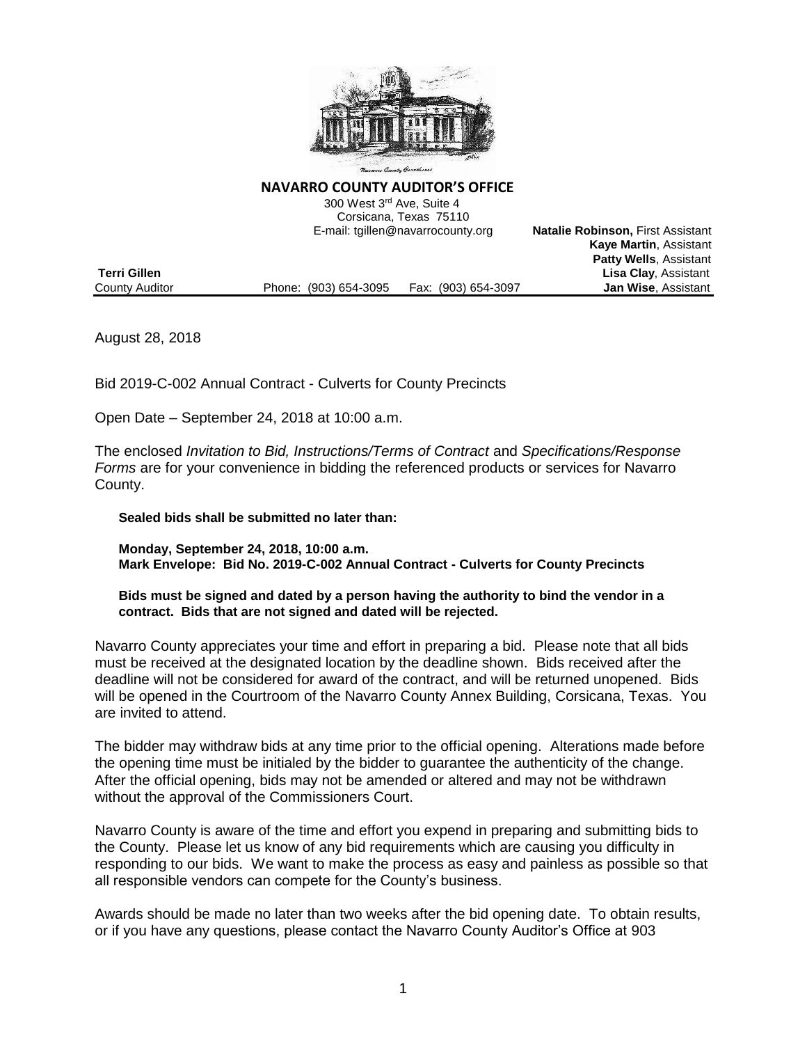**NAVARRO COUNTY AUDITOR'S OFFICE**

300 West 3rd Ave, Suite 4
Corsicana, Texas 75110
E-mail: tgillen@navarrocounty.org

**Natalie Robinson,** First Assistant
**Kaye Martin**, Assistant
**Patty Wells**, Assistant
**Lisa Clay**, Assistant
**Jan Wise**, Assistant

**Terri Gillen**
County Auditor

Phone: (903) 654-3095 Fax: (903) 654-3097

August 28, 2018

Bid 2019-C-002 Annual Contract - Culverts for County Precincts

Open Date – September 24, 2018 at 10:00 a.m.

The enclosed *Invitation to Bid, Instructions/Terms of Contract* and *Specifications/Response Forms* are for your convenience in bidding the referenced products or services for Navarro County.

**Sealed bids shall be submitted no later than:**

**Monday, September 24, 2018, 10:00 a.m.**
**Mark Envelope: Bid No. 2019-C-002 Annual Contract - Culverts for County Precincts**

**Bids must be signed and dated by a person having the authority to bind the vendor in a contract. Bids that are not signed and dated will be rejected.**

Navarro County appreciates your time and effort in preparing a bid. Please note that all bids must be received at the designated location by the deadline shown. Bids received after the deadline will not be considered for award of the contract, and will be returned unopened. Bids will be opened in the Courtroom of the Navarro County Annex Building, Corsicana, Texas. You are invited to attend.

The bidder may withdraw bids at any time prior to the official opening. Alterations made before the opening time must be initialed by the bidder to guarantee the authenticity of the change. After the official opening, bids may not be amended or altered and may not be withdrawn without the approval of the Commissioners Court.

Navarro County is aware of the time and effort you expend in preparing and submitting bids to the County. Please let us know of any bid requirements which are causing you difficulty in responding to our bids. We want to make the process as easy and painless as possible so that all responsible vendors can compete for the County's business.

Awards should be made no later than two weeks after the bid opening date. To obtain results, or if you have any questions, please contact the Navarro County Auditor's Office at 903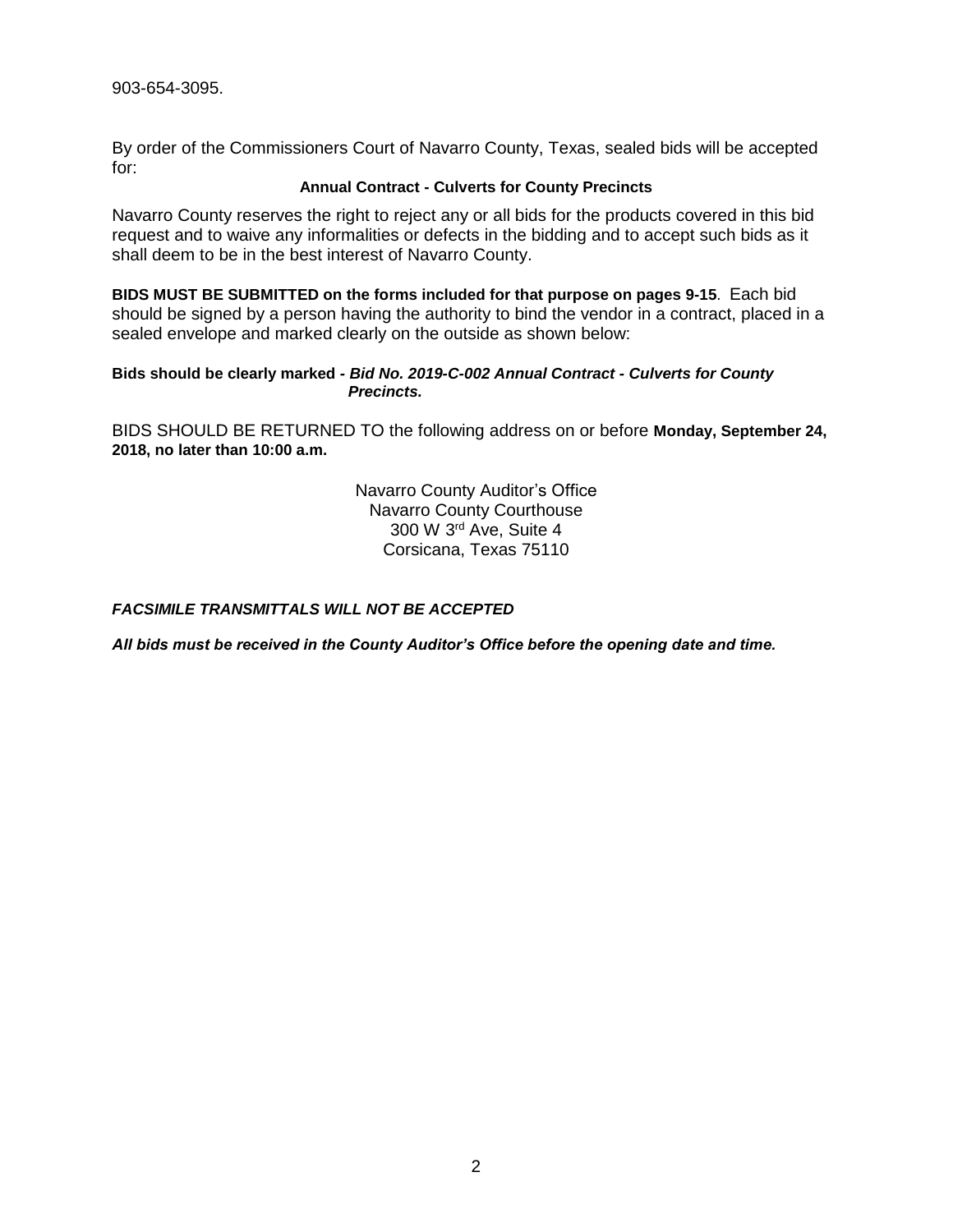903-654-3095.

By order of the Commissioners Court of Navarro County, Texas, sealed bids will be accepted for:

**Annual Contract - Culverts for County Precincts**

Navarro County reserves the right to reject any or all bids for the products covered in this bid request and to waive any informalities or defects in the bidding and to accept such bids as it shall deem to be in the best interest of Navarro County.

**BIDS MUST BE SUBMITTED on the forms included for that purpose on pages 9-15**. Each bid should be signed by a person having the authority to bind the vendor in a contract, placed in a sealed envelope and marked clearly on the outside as shown below:

**Bids should be clearly marked -** ***Bid No. 2019-C-002 Annual Contract - Culverts for County Precincts.***

BIDS SHOULD BE RETURNED TO the following address on or before **Monday, September 24, 2018, no later than 10:00 a.m.**

Navarro County Auditor's Office
Navarro County Courthouse
300 W 3rd Ave, Suite 4
Corsicana, Texas 75110

***FACSIMILE TRANSMITTALS WILL NOT BE ACCEPTED***

***All bids must be received in the County Auditor's Office before the opening date and time.***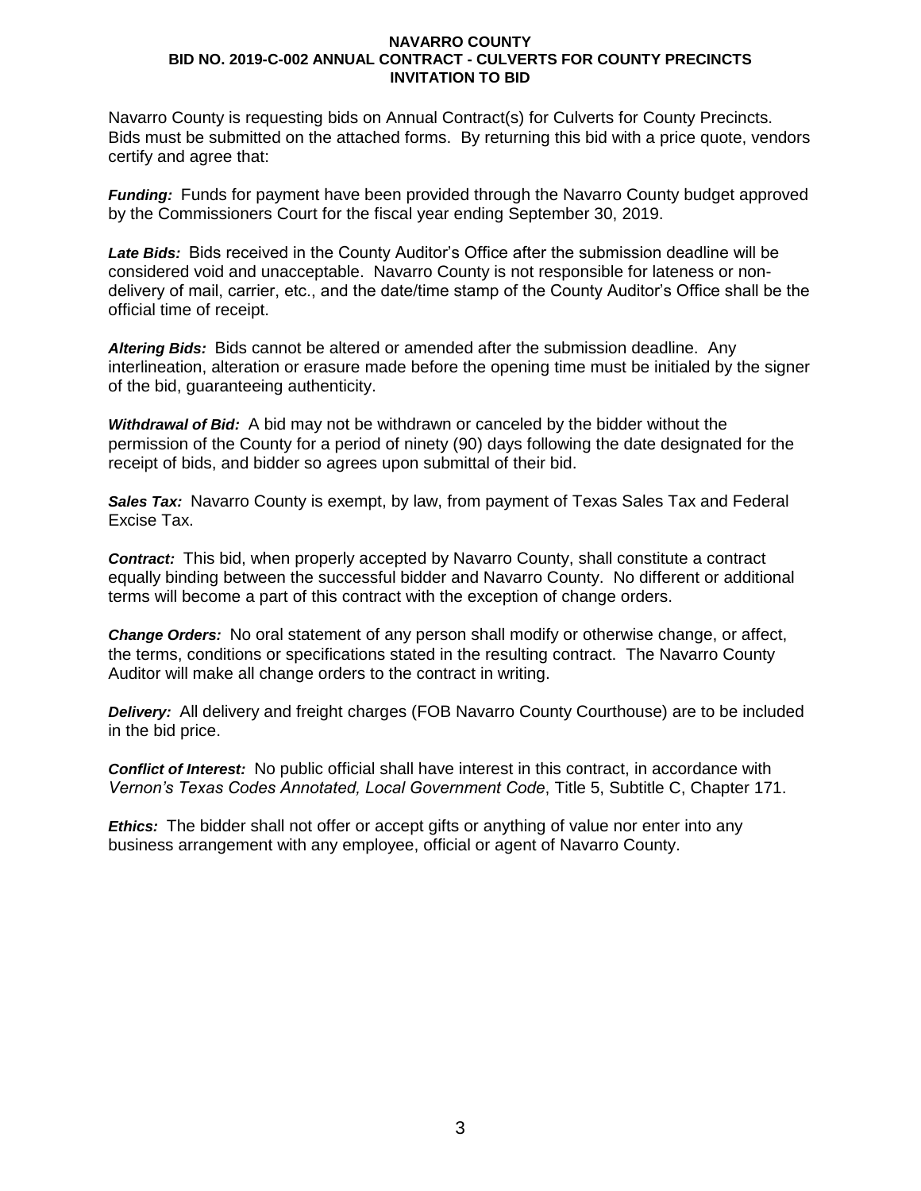**NAVARRO COUNTY**
**BID NO. 2019-C-002 ANNUAL CONTRACT - CULVERTS FOR COUNTY PRECINCTS**
**INVITATION TO BID**

Navarro County is requesting bids on Annual Contract(s) for Culverts for County Precincts. Bids must be submitted on the attached forms. By returning this bid with a price quote, vendors certify and agree that:

***Funding:*** Funds for payment have been provided through the Navarro County budget approved by the Commissioners Court for the fiscal year ending September 30, 2019.

***Late Bids:*** Bids received in the County Auditor's Office after the submission deadline will be considered void and unacceptable. Navarro County is not responsible for lateness or non-delivery of mail, carrier, etc., and the date/time stamp of the County Auditor's Office shall be the official time of receipt.

***Altering Bids:*** Bids cannot be altered or amended after the submission deadline. Any interlineation, alteration or erasure made before the opening time must be initialed by the signer of the bid, guaranteeing authenticity.

***Withdrawal of Bid:*** A bid may not be withdrawn or canceled by the bidder without the permission of the County for a period of ninety (90) days following the date designated for the receipt of bids, and bidder so agrees upon submittal of their bid.

***Sales Tax:*** Navarro County is exempt, by law, from payment of Texas Sales Tax and Federal Excise Tax.

***Contract:*** This bid, when properly accepted by Navarro County, shall constitute a contract equally binding between the successful bidder and Navarro County. No different or additional terms will become a part of this contract with the exception of change orders.

***Change Orders:*** No oral statement of any person shall modify or otherwise change, or affect, the terms, conditions or specifications stated in the resulting contract. The Navarro County Auditor will make all change orders to the contract in writing.

***Delivery:*** All delivery and freight charges (FOB Navarro County Courthouse) are to be included in the bid price.

***Conflict of Interest:*** No public official shall have interest in this contract, in accordance with *Vernon's Texas Codes Annotated, Local Government Code*, Title 5, Subtitle C, Chapter 171.

***Ethics:*** The bidder shall not offer or accept gifts or anything of value nor enter into any business arrangement with any employee, official or agent of Navarro County.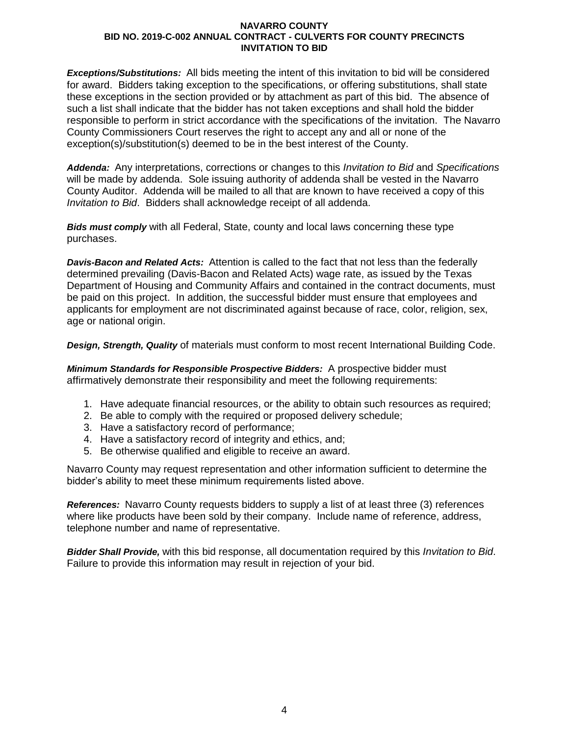***Exceptions/Substitutions:*** All bids meeting the intent of this invitation to bid will be considered for award. Bidders taking exception to the specifications, or offering substitutions, shall state these exceptions in the section provided or by attachment as part of this bid. The absence of such a list shall indicate that the bidder has not taken exceptions and shall hold the bidder responsible to perform in strict accordance with the specifications of the invitation. The Navarro County Commissioners Court reserves the right to accept any and all or none of the exception(s)/substitution(s) deemed to be in the best interest of the County.

***Addenda:*** Any interpretations, corrections or changes to this *Invitation to Bid* and *Specifications* will be made by addenda. Sole issuing authority of addenda shall be vested in the Navarro County Auditor. Addenda will be mailed to all that are known to have received a copy of this *Invitation to Bid*. Bidders shall acknowledge receipt of all addenda.

***Bids must comply*** with all Federal, State, county and local laws concerning these type purchases.

***Davis-Bacon and Related Acts:*** Attention is called to the fact that not less than the federally determined prevailing (Davis-Bacon and Related Acts) wage rate, as issued by the Texas Department of Housing and Community Affairs and contained in the contract documents, must be paid on this project. In addition, the successful bidder must ensure that employees and applicants for employment are not discriminated against because of race, color, religion, sex, age or national origin.

***Design, Strength, Quality*** of materials must conform to most recent International Building Code.

***Minimum Standards for Responsible Prospective Bidders:*** A prospective bidder must affirmatively demonstrate their responsibility and meet the following requirements:

1. Have adequate financial resources, or the ability to obtain such resources as required;
2. Be able to comply with the required or proposed delivery schedule;
3. Have a satisfactory record of performance;
4. Have a satisfactory record of integrity and ethics, and;
5. Be otherwise qualified and eligible to receive an award.

Navarro County may request representation and other information sufficient to determine the bidder's ability to meet these minimum requirements listed above.

***References:*** Navarro County requests bidders to supply a list of at least three (3) references where like products have been sold by their company. Include name of reference, address, telephone number and name of representative.

***Bidder Shall Provide,*** with this bid response, all documentation required by this *Invitation to Bid*. Failure to provide this information may result in rejection of your bid.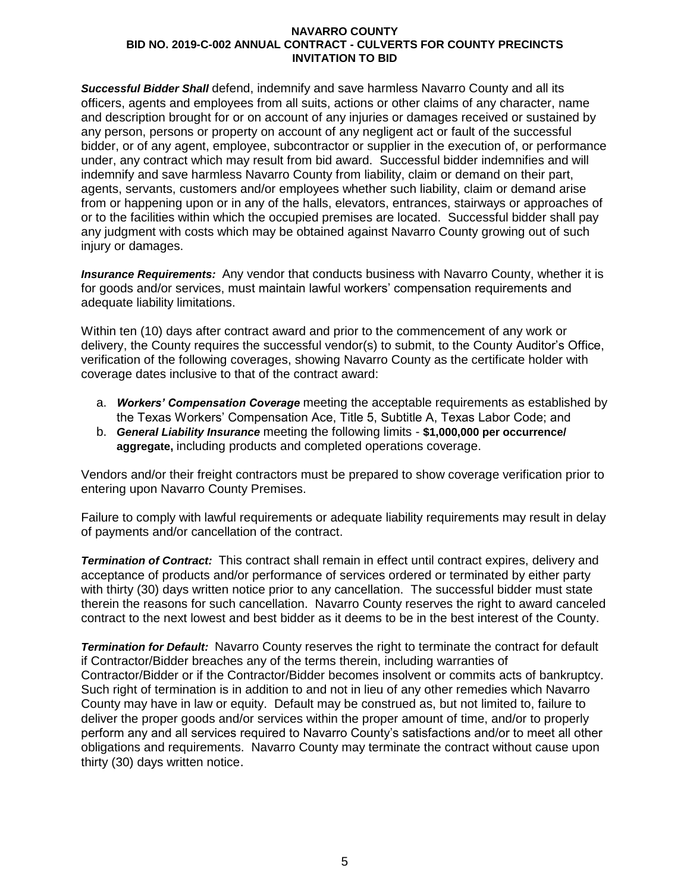***Successful Bidder Shall*** defend, indemnify and save harmless Navarro County and all its officers, agents and employees from all suits, actions or other claims of any character, name and description brought for or on account of any injuries or damages received or sustained by any person, persons or property on account of any negligent act or fault of the successful bidder, or of any agent, employee, subcontractor or supplier in the execution of, or performance under, any contract which may result from bid award. Successful bidder indemnifies and will indemnify and save harmless Navarro County from liability, claim or demand on their part, agents, servants, customers and/or employees whether such liability, claim or demand arise from or happening upon or in any of the halls, elevators, entrances, stairways or approaches of or to the facilities within which the occupied premises are located. Successful bidder shall pay any judgment with costs which may be obtained against Navarro County growing out of such injury or damages.

***Insurance Requirements:*** Any vendor that conducts business with Navarro County, whether it is for goods and/or services, must maintain lawful workers' compensation requirements and adequate liability limitations.

Within ten (10) days after contract award and prior to the commencement of any work or delivery, the County requires the successful vendor(s) to submit, to the County Auditor's Office, verification of the following coverages, showing Navarro County as the certificate holder with coverage dates inclusive to that of the contract award:

a. ***Workers' Compensation Coverage*** meeting the acceptable requirements as established by the Texas Workers' Compensation Ace, Title 5, Subtitle A, Texas Labor Code; and
b. ***General Liability Insurance*** meeting the following limits - **$1,000,000 per occurrence/ aggregate,** including products and completed operations coverage.

Vendors and/or their freight contractors must be prepared to show coverage verification prior to entering upon Navarro County Premises.

Failure to comply with lawful requirements or adequate liability requirements may result in delay of payments and/or cancellation of the contract.

***Termination of Contract:*** This contract shall remain in effect until contract expires, delivery and acceptance of products and/or performance of services ordered or terminated by either party with thirty (30) days written notice prior to any cancellation. The successful bidder must state therein the reasons for such cancellation. Navarro County reserves the right to award canceled contract to the next lowest and best bidder as it deems to be in the best interest of the County.

***Termination for Default:*** Navarro County reserves the right to terminate the contract for default if Contractor/Bidder breaches any of the terms therein, including warranties of Contractor/Bidder or if the Contractor/Bidder becomes insolvent or commits acts of bankruptcy. Such right of termination is in addition to and not in lieu of any other remedies which Navarro County may have in law or equity. Default may be construed as, but not limited to, failure to deliver the proper goods and/or services within the proper amount of time, and/or to properly perform any and all services required to Navarro County's satisfactions and/or to meet all other obligations and requirements. Navarro County may terminate the contract without cause upon thirty (30) days written notice.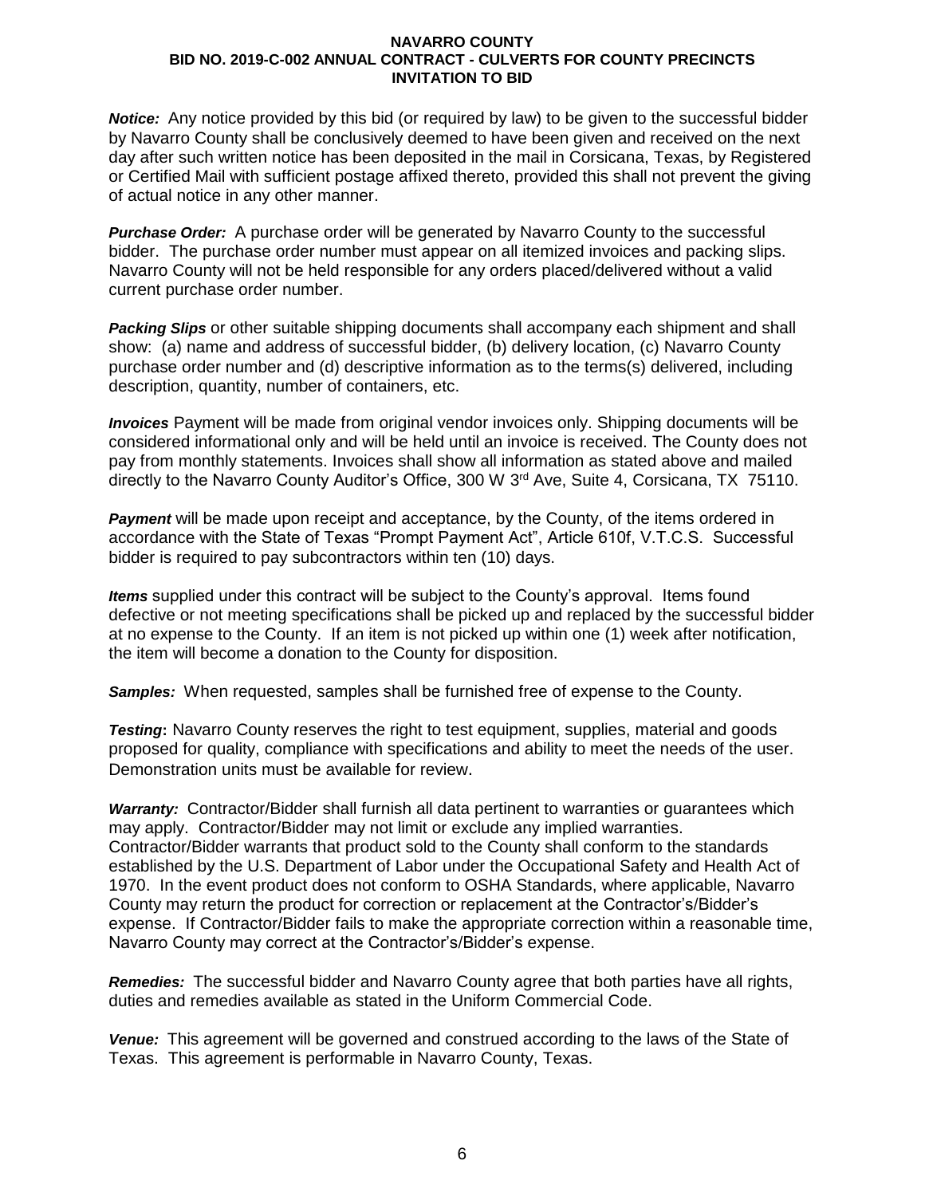*Notice:* Any notice provided by this bid (or required by law) to be given to the successful bidder by Navarro County shall be conclusively deemed to have been given and received on the next day after such written notice has been deposited in the mail in Corsicana, Texas, by Registered or Certified Mail with sufficient postage affixed thereto, provided this shall not prevent the giving of actual notice in any other manner.

*Purchase Order:* A purchase order will be generated by Navarro County to the successful bidder. The purchase order number must appear on all itemized invoices and packing slips. Navarro County will not be held responsible for any orders placed/delivered without a valid current purchase order number.

***Packing Slips*** or other suitable shipping documents shall accompany each shipment and shall show: (a) name and address of successful bidder, (b) delivery location, (c) Navarro County purchase order number and (d) descriptive information as to the terms(s) delivered, including description, quantity, number of containers, etc.

***Invoices*** Payment will be made from original vendor invoices only. Shipping documents will be considered informational only and will be held until an invoice is received. The County does not pay from monthly statements. Invoices shall show all information as stated above and mailed directly to the Navarro County Auditor's Office, 300 W 3rd Ave, Suite 4, Corsicana, TX 75110.

***Payment*** will be made upon receipt and acceptance, by the County, of the items ordered in accordance with the State of Texas "Prompt Payment Act", Article 610f, V.T.C.S. Successful bidder is required to pay subcontractors within ten (10) days.

***Items*** supplied under this contract will be subject to the County's approval. Items found defective or not meeting specifications shall be picked up and replaced by the successful bidder at no expense to the County. If an item is not picked up within one (1) week after notification, the item will become a donation to the County for disposition.

***Samples:*** When requested, samples shall be furnished free of expense to the County.

***Testing*:** Navarro County reserves the right to test equipment, supplies, material and goods proposed for quality, compliance with specifications and ability to meet the needs of the user. Demonstration units must be available for review.

*Warranty:* Contractor/Bidder shall furnish all data pertinent to warranties or guarantees which may apply. Contractor/Bidder may not limit or exclude any implied warranties. Contractor/Bidder warrants that product sold to the County shall conform to the standards established by the U.S. Department of Labor under the Occupational Safety and Health Act of 1970. In the event product does not conform to OSHA Standards, where applicable, Navarro County may return the product for correction or replacement at the Contractor's/Bidder's expense. If Contractor/Bidder fails to make the appropriate correction within a reasonable time, Navarro County may correct at the Contractor's/Bidder's expense.

*Remedies:* The successful bidder and Navarro County agree that both parties have all rights, duties and remedies available as stated in the Uniform Commercial Code.

*Venue:* This agreement will be governed and construed according to the laws of the State of Texas. This agreement is performable in Navarro County, Texas.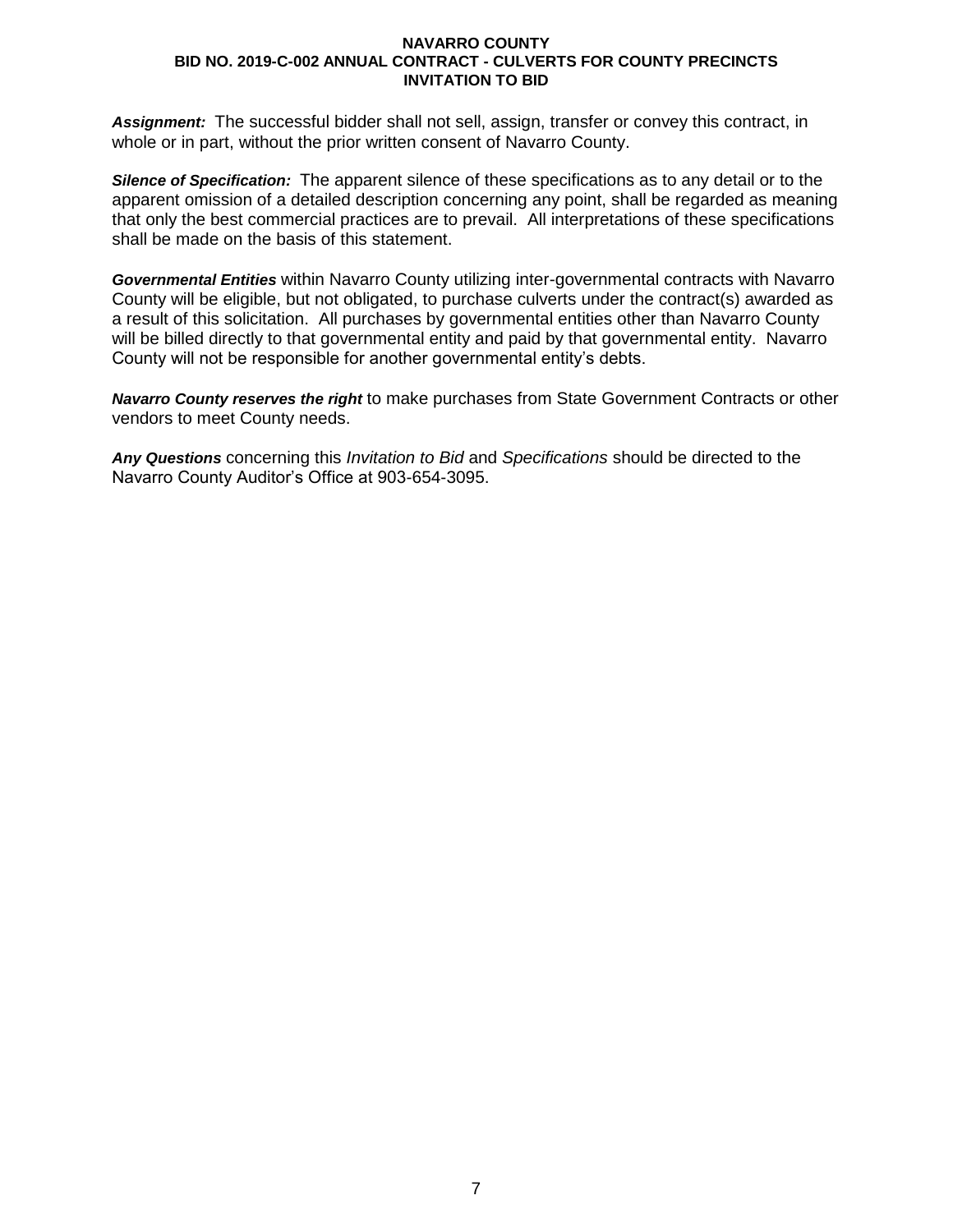***Assignment:*** The successful bidder shall not sell, assign, transfer or convey this contract, in whole or in part, without the prior written consent of Navarro County.

***Silence of Specification:*** The apparent silence of these specifications as to any detail or to the apparent omission of a detailed description concerning any point, shall be regarded as meaning that only the best commercial practices are to prevail. All interpretations of these specifications shall be made on the basis of this statement.

***Governmental Entities*** within Navarro County utilizing inter-governmental contracts with Navarro County will be eligible, but not obligated, to purchase culverts under the contract(s) awarded as a result of this solicitation. All purchases by governmental entities other than Navarro County will be billed directly to that governmental entity and paid by that governmental entity. Navarro County will not be responsible for another governmental entity's debts.

***Navarro County reserves the right*** to make purchases from State Government Contracts or other vendors to meet County needs.

***Any Questions*** concerning this *Invitation to Bid* and *Specifications* should be directed to the Navarro County Auditor's Office at 903-654-3095.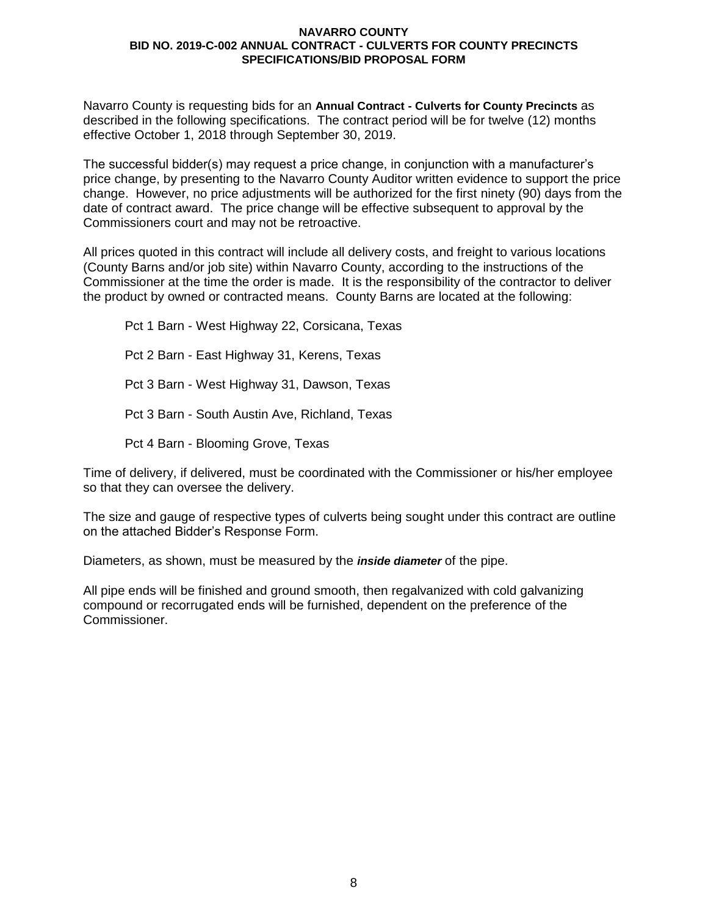**NAVARRO COUNTY**
**BID NO. 2019-C-002 ANNUAL CONTRACT - CULVERTS FOR COUNTY PRECINCTS**
**SPECIFICATIONS/BID PROPOSAL FORM**

Navarro County is requesting bids for an **Annual Contract - Culverts for County Precincts** as described in the following specifications. The contract period will be for twelve (12) months effective October 1, 2018 through September 30, 2019.

The successful bidder(s) may request a price change, in conjunction with a manufacturer's price change, by presenting to the Navarro County Auditor written evidence to support the price change. However, no price adjustments will be authorized for the first ninety (90) days from the date of contract award. The price change will be effective subsequent to approval by the Commissioners court and may not be retroactive.

All prices quoted in this contract will include all delivery costs, and freight to various locations (County Barns and/or job site) within Navarro County, according to the instructions of the Commissioner at the time the order is made. It is the responsibility of the contractor to deliver the product by owned or contracted means. County Barns are located at the following:

Pct 1 Barn - West Highway 22, Corsicana, Texas

Pct 2 Barn - East Highway 31, Kerens, Texas

Pct 3 Barn - West Highway 31, Dawson, Texas

Pct 3 Barn - South Austin Ave, Richland, Texas

Pct 4 Barn - Blooming Grove, Texas

Time of delivery, if delivered, must be coordinated with the Commissioner or his/her employee so that they can oversee the delivery.

The size and gauge of respective types of culverts being sought under this contract are outline on the attached Bidder's Response Form.

Diameters, as shown, must be measured by the ***inside diameter*** of the pipe.

All pipe ends will be finished and ground smooth, then regalvanized with cold galvanizing compound or recorrugated ends will be furnished, dependent on the preference of the Commissioner.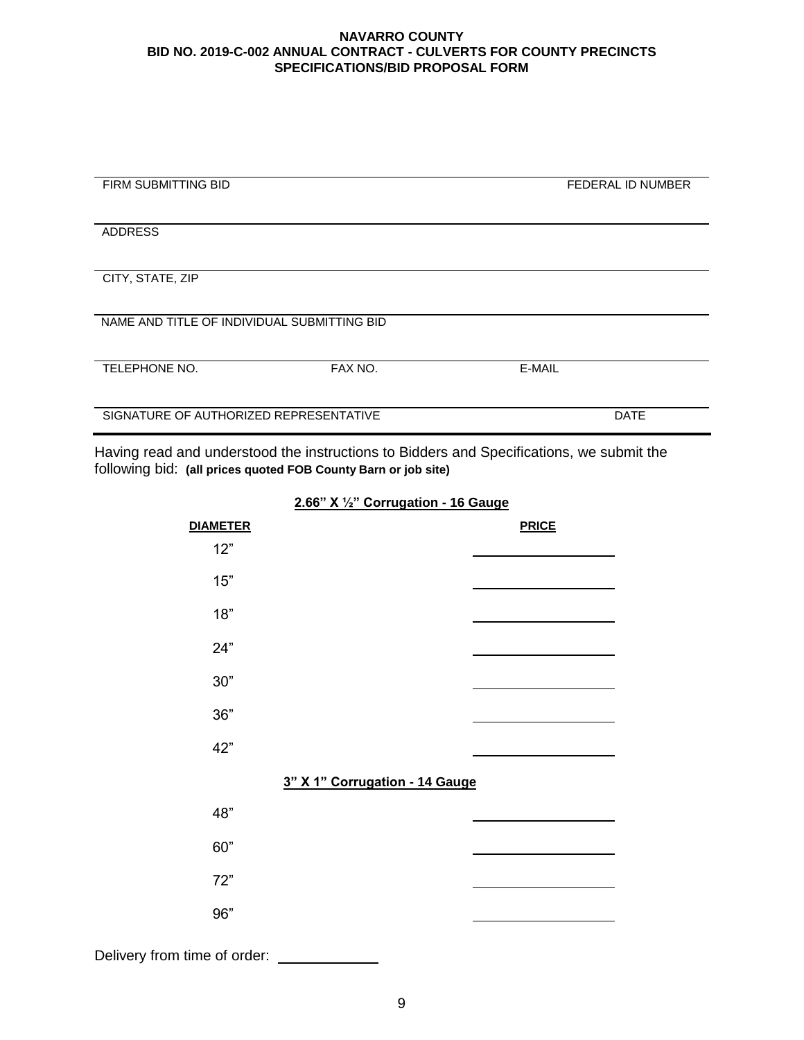**NAVARRO COUNTY**
**BID NO. 2019-C-002 ANNUAL CONTRACT - CULVERTS FOR COUNTY PRECINCTS**
**SPECIFICATIONS/BID PROPOSAL FORM**

| | |
|---|---|
| FIRM SUBMITTING BID | FEDERAL ID NUMBER |
| ADDRESS | |
| CITY, STATE, ZIP | |
| NAME AND TITLE OF INDIVIDUAL SUBMITTING BID | |

| | | |
|---|---|---|
| TELEPHONE NO. | FAX NO. | E-MAIL |
| SIGNATURE OF AUTHORIZED REPRESENTATIVE | | DATE |

Having read and understood the instructions to Bidders and Specifications, we submit the following bid: **(all prices quoted FOB County Barn or job site)**

**2.66" X ½" Corrugation - 16 Gauge**

| DIAMETER | PRICE |
|---|---|
| 12" | ______________ |
| 15" | ______________ |
| 18" | ______________ |
| 24" | ______________ |
| 30" | ______________ |
| 36" | ______________ |
| 42" | ______________ |

**3" X 1" Corrugation - 14 Gauge**

| DIAMETER | PRICE |
|---|---|
| 48" | ______________ |
| 60" | ______________ |
| 72" | ______________ |
| 96" | ______________ |

Delivery from time of order: ____________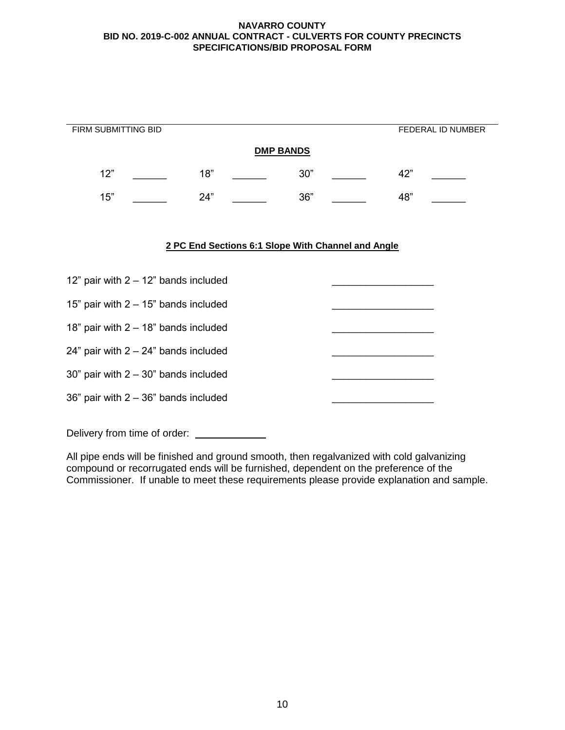**NAVARRO COUNTY**
**BID NO. 2019-C-002 ANNUAL CONTRACT - CULVERTS FOR COUNTY PRECINCTS**
**SPECIFICATIONS/BID PROPOSAL FORM**

______________________________________________________________________________

FIRM SUBMITTING BID FEDERAL ID NUMBER

**DMP BANDS**

| | | | | | | | |
|---|---|---|---|---|---|---|---|
| 12" | ______ | 18" | ______ | 30" | ______ | 42" | ______ |
| 15" | ______ | 24" | ______ | 36" | ______ | 48" | ______ |

**2 PC End Sections 6:1 Slope With Channel and Angle**

| | |
|---|---|
| 12" pair with 2 – 12" bands included | __________________ |
| 15" pair with 2 – 15" bands included | __________________ |
| 18" pair with 2 – 18" bands included | __________________ |
| 24" pair with 2 – 24" bands included | __________________ |
| 30" pair with 2 – 30" bands included | __________________ |
| 36" pair with 2 – 36" bands included | __________________ |

Delivery from time of order: _____________

All pipe ends will be finished and ground smooth, then regalvanized with cold galvanizing compound or recorrugated ends will be furnished, dependent on the preference of the Commissioner. If unable to meet these requirements please provide explanation and sample.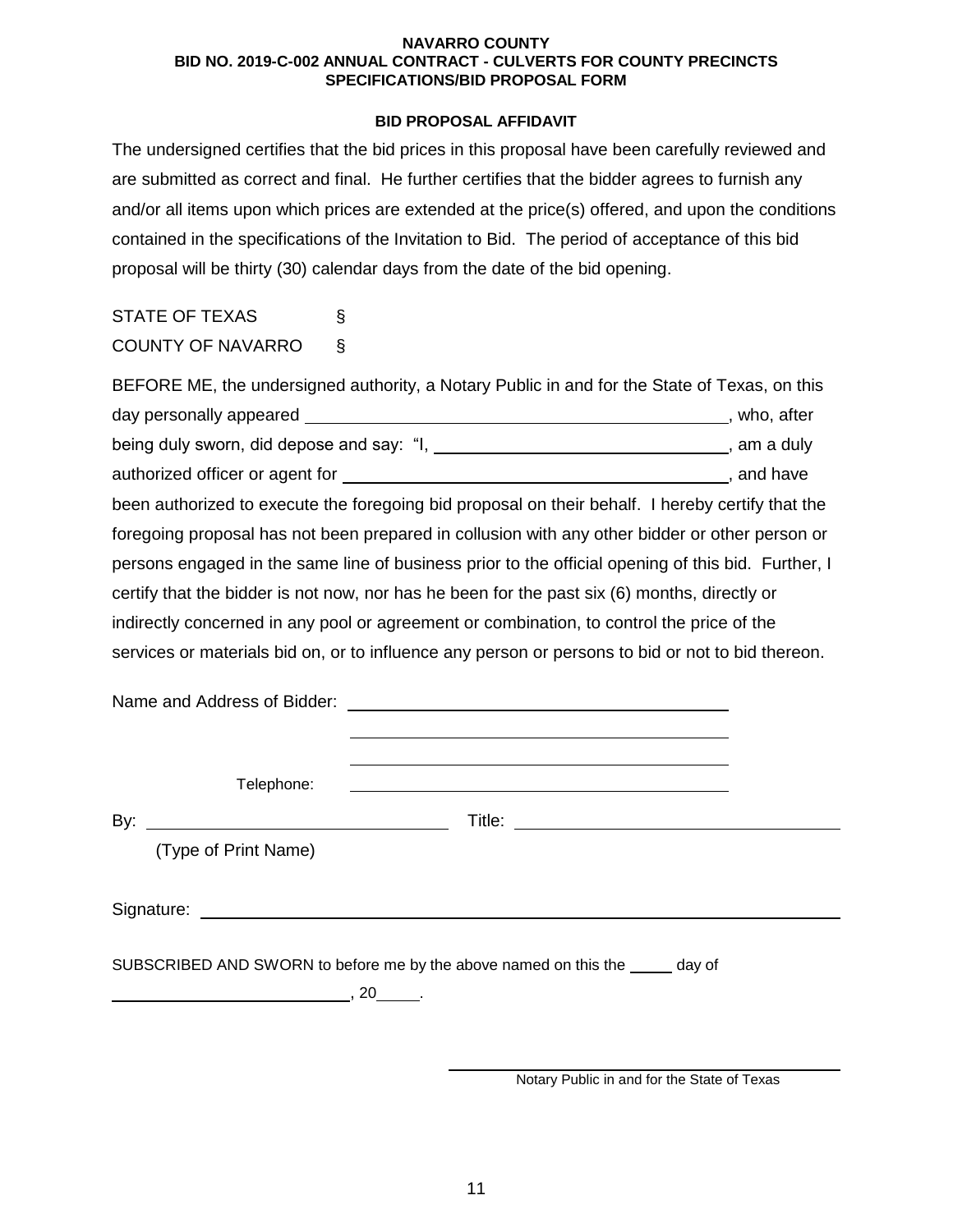**NAVARRO COUNTY**
**BID NO. 2019-C-002 ANNUAL CONTRACT - CULVERTS FOR COUNTY PRECINCTS**
**SPECIFICATIONS/BID PROPOSAL FORM**

**BID PROPOSAL AFFIDAVIT**

The undersigned certifies that the bid prices in this proposal have been carefully reviewed and are submitted as correct and final. He further certifies that the bidder agrees to furnish any and/or all items upon which prices are extended at the price(s) offered, and upon the conditions contained in the specifications of the Invitation to Bid. The period of acceptance of this bid proposal will be thirty (30) calendar days from the date of the bid opening.

STATE OF TEXAS §
COUNTY OF NAVARRO §

BEFORE ME, the undersigned authority, a Notary Public in and for the State of Texas, on this day personally appeared ______________________________, who, after being duly sworn, did depose and say: "I, ______________________________, am a duly authorized officer or agent for ______________________________, and have been authorized to execute the foregoing bid proposal on their behalf. I hereby certify that the foregoing proposal has not been prepared in collusion with any other bidder or other person or persons engaged in the same line of business prior to the official opening of this bid. Further, I certify that the bidder is not now, nor has he been for the past six (6) months, directly or indirectly concerned in any pool or agreement or combination, to control the price of the services or materials bid on, or to influence any person or persons to bid or not to bid thereon.

Name and Address of Bidder: ______________________________

______________________________

______________________________

Telephone: ______________________________

By: ______________________________ Title: ______________________________
(Type of Print Name)

Signature: ______________________________

SUBSCRIBED AND SWORN to before me by the above named on this the _____ day of ______________________, 20_____.

______________________________
Notary Public in and for the State of Texas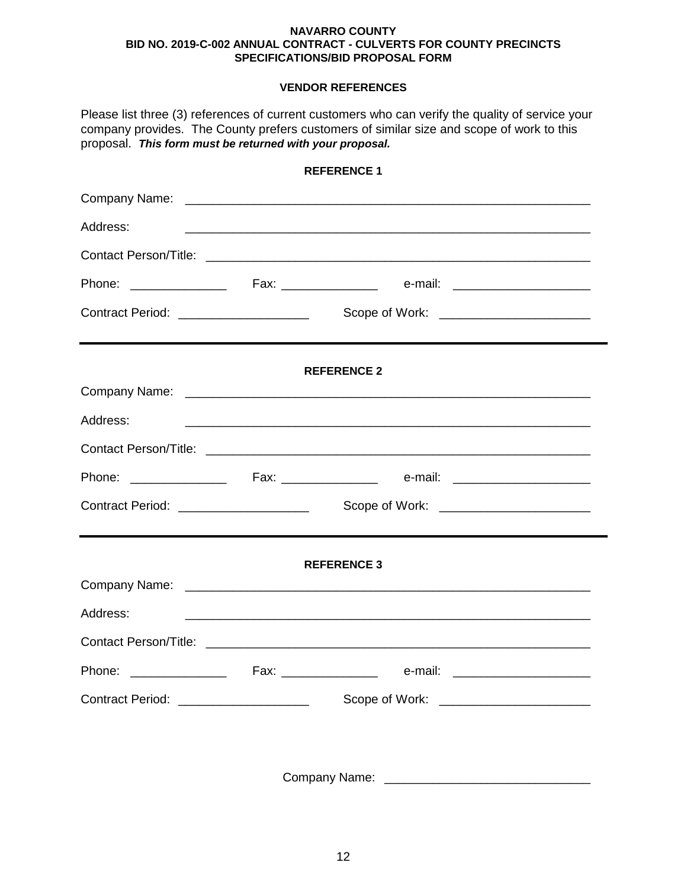**NAVARRO COUNTY**
**BID NO. 2019-C-002 ANNUAL CONTRACT - CULVERTS FOR COUNTY PRECINCTS**
**SPECIFICATIONS/BID PROPOSAL FORM**

**VENDOR REFERENCES**

Please list three (3) references of current customers who can verify the quality of service your company provides. The County prefers customers of similar size and scope of work to this proposal. ***This form must be returned with your proposal.***

**REFERENCE 1**

Company Name: ____________________________________________________________

Address: ____________________________________________________________

Contact Person/Title: ____________________________________________________________

Phone: ______________ Fax: ______________ e-mail: ____________________

Contract Period: ___________________ Scope of Work: ______________________

---

**REFERENCE 2**

Company Name: ____________________________________________________________

Address: ____________________________________________________________

Contact Person/Title: ____________________________________________________________

Phone: ______________ Fax: ______________ e-mail: ____________________

Contract Period: ___________________ Scope of Work: ______________________

---

**REFERENCE 3**

Company Name: ____________________________________________________________

Address: ____________________________________________________________

Contact Person/Title: ____________________________________________________________

Phone: ______________ Fax: ______________ e-mail: ____________________

Contract Period: ___________________ Scope of Work: ______________________

Company Name: _____________________________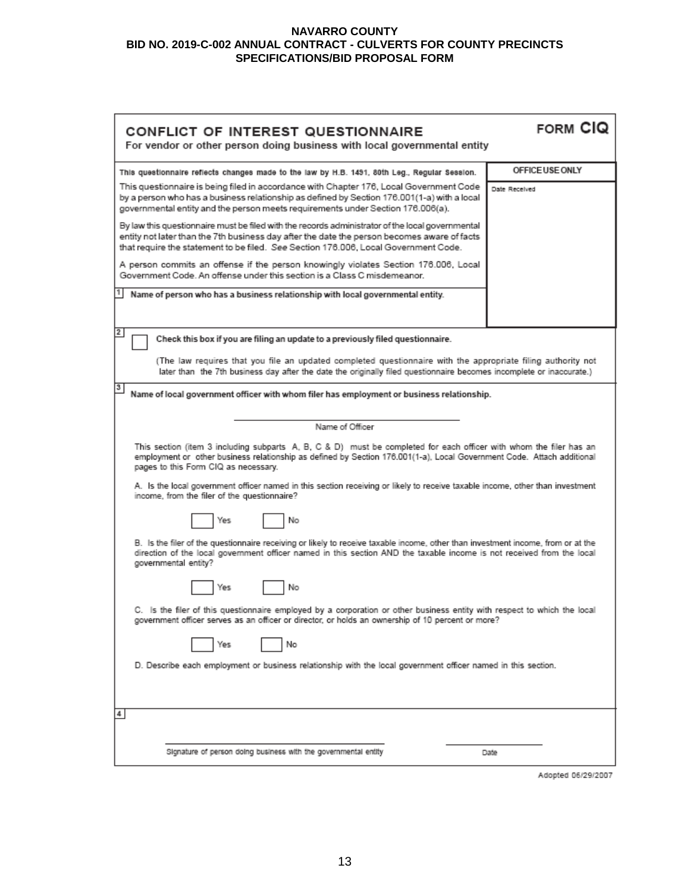**NAVARRO COUNTY**
**BID NO. 2019-C-002 ANNUAL CONTRACT - CULVERTS FOR COUNTY PRECINCTS**
**SPECIFICATIONS/BID PROPOSAL FORM**

# CONFLICT OF INTEREST QUESTIONNAIRE

**FORM CIQ**

For vendor or other person doing business with local governmental entity

**This questionnaire reflects changes made to the law by H.B. 1491, 80th Leg., Regular Session.**

This questionnaire is being filed in accordance with Chapter 176, Local Government Code by a person who has a business relationship as defined by Section 176.001(1-a) with a local governmental entity and the person meets requirements under Section 176.006(a).

By law this questionnaire must be filed with the records administrator of the local governmental entity not later than the 7th business day after the date the person becomes aware of facts that require the statement to be filed. *See* Section 176.006, Local Government Code.

A person commits an offense if the person knowingly violates Section 176.006, Local Government Code. An offense under this section is a Class C misdemeanor.

| OFFICE USE ONLY |
|---|
| Date Received |

**1** **Name of person who has a business relationship with local governmental entity.**

**2** ☐ **Check this box if you are filing an update to a previously filed questionnaire.**

(The law requires that you file an updated completed questionnaire with the appropriate filing authority not later than the 7th business day after the date the originally filed questionnaire becomes incomplete or inaccurate.)

**3** **Name of local government officer with whom filer has employment or business relationship.**

______________________________
Name of Officer

This section (item 3 including subparts A, B, C & D) must be completed for each officer with whom the filer has an employment or other business relationship as defined by Section 176.001(1-a), Local Government Code. Attach additional pages to this Form CIQ as necessary.

A. Is the local government officer named in this section receiving or likely to receive taxable income, other than investment income, from the filer of the questionnaire?

☐ Yes ☐ No

B. Is the filer of the questionnaire receiving or likely to receive taxable income, other than investment income, from or at the direction of the local government officer named in this section AND the taxable income is not received from the local governmental entity?

☐ Yes ☐ No

C. Is the filer of this questionnaire employed by a corporation or other business entity with respect to which the local government officer serves as an officer or director, or holds an ownership of 10 percent or more?

☐ Yes ☐ No

D. Describe each employment or business relationship with the local government officer named in this section.

**4**

______________________________ ______________
Signature of person doing business with the governmental entity Date

Adopted 06/29/2007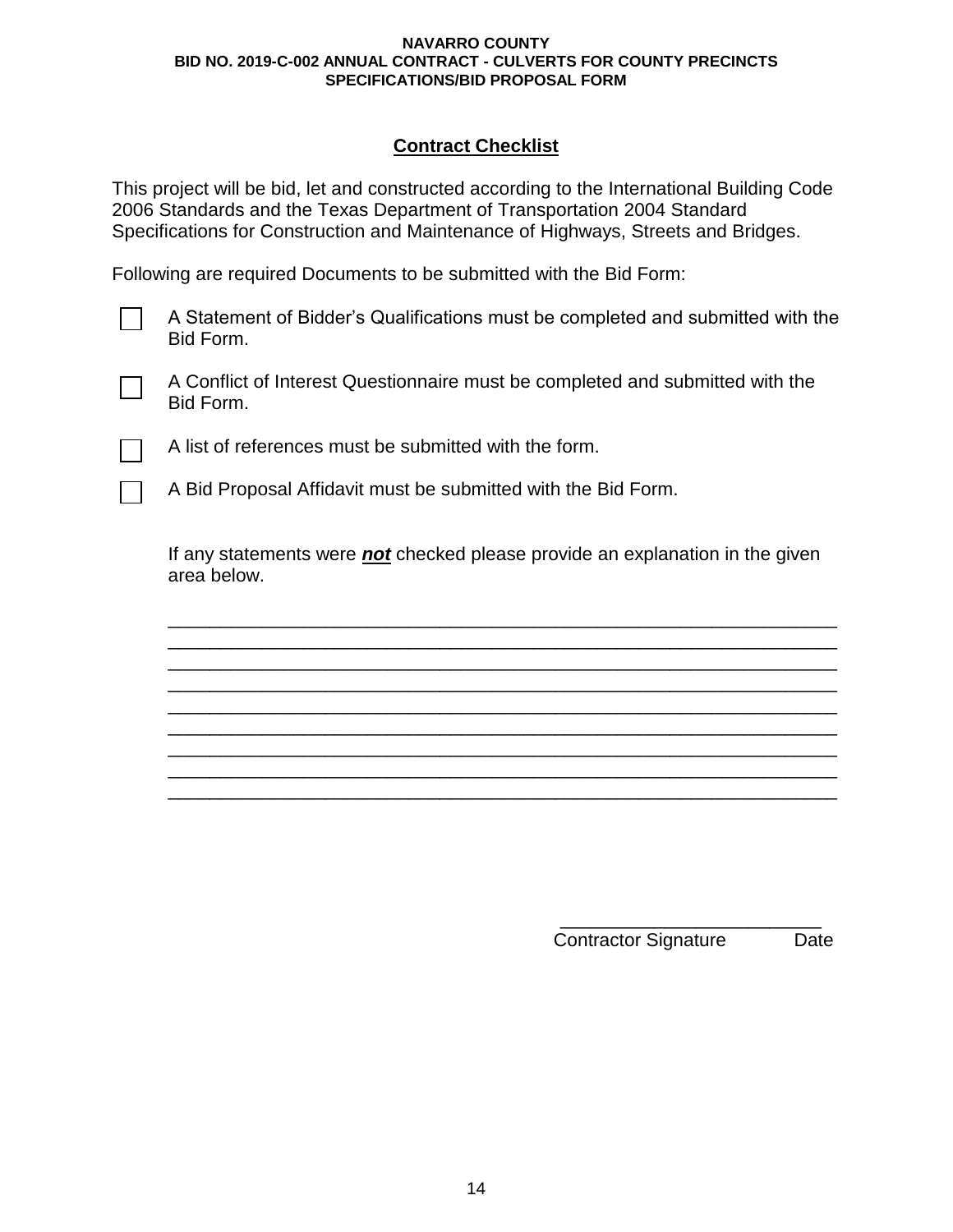## Contract Checklist

This project will be bid, let and constructed according to the International Building Code 2006 Standards and the Texas Department of Transportation 2004 Standard Specifications for Construction and Maintenance of Highways, Streets and Bridges.

Following are required Documents to be submitted with the Bid Form:

- ☐ A Statement of Bidder's Qualifications must be completed and submitted with the Bid Form.
- ☐ A Conflict of Interest Questionnaire must be completed and submitted with the Bid Form.
- ☐ A list of references must be submitted with the form.
- ☐ A Bid Proposal Affidavit must be submitted with the Bid Form.

If any statements were ***not*** checked please provide an explanation in the given area below.

_______________________________________________________________
_______________________________________________________________
_______________________________________________________________
_______________________________________________________________
_______________________________________________________________
_______________________________________________________________
_______________________________________________________________
_______________________________________________________________
_______________________________________________________________

_________________________
Contractor Signature Date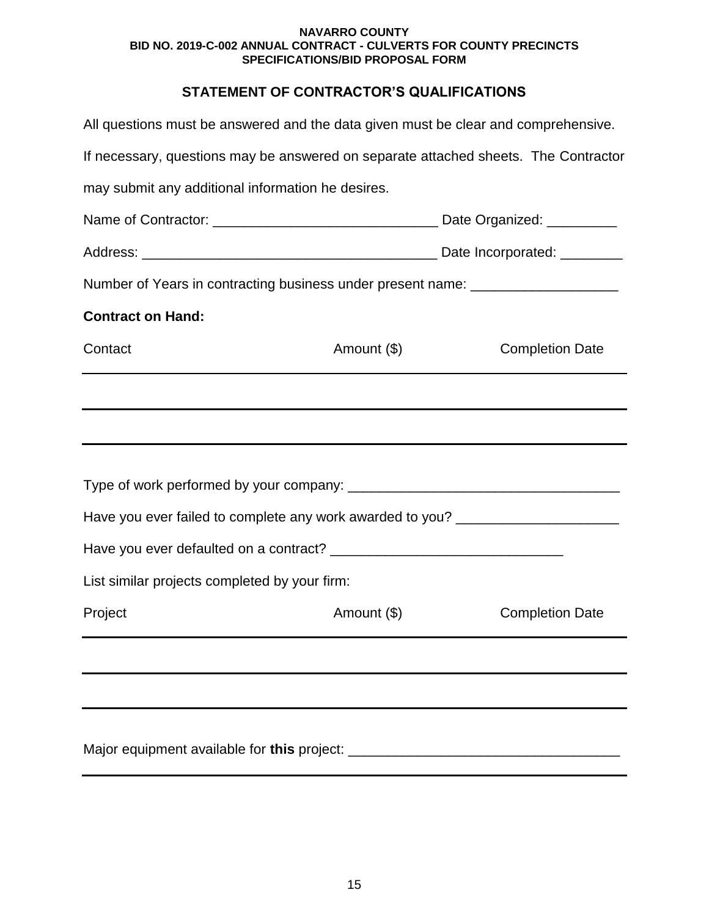NAVARRO COUNTY
BID NO. 2019-C-002 ANNUAL CONTRACT - CULVERTS FOR COUNTY PRECINCTS
SPECIFICATIONS/BID PROPOSAL FORM

## STATEMENT OF CONTRACTOR'S QUALIFICATIONS

All questions must be answered and the data given must be clear and comprehensive. If necessary, questions may be answered on separate attached sheets. The Contractor may submit any additional information he desires.

Name of Contractor: ______________________________ Date Organized: _________

Address: ________________________________________ Date Incorporated: ________

Number of Years in contracting business under present name: ___________________

**Contract on Hand:**

| Contact | Amount ($) | Completion Date |
|---|---|---|
| | | |
| | | |
| | | |

Type of work performed by your company: ____________________________________

Have you ever failed to complete any work awarded to you? _____________________

Have you ever defaulted on a contract? ______________________________

List similar projects completed by your firm:

| Project | Amount ($) | Completion Date |
|---|---|---|
| | | |
| | | |
| | | |

Major equipment available for **this** project: ____________________________________

_____________________________________________________________________________